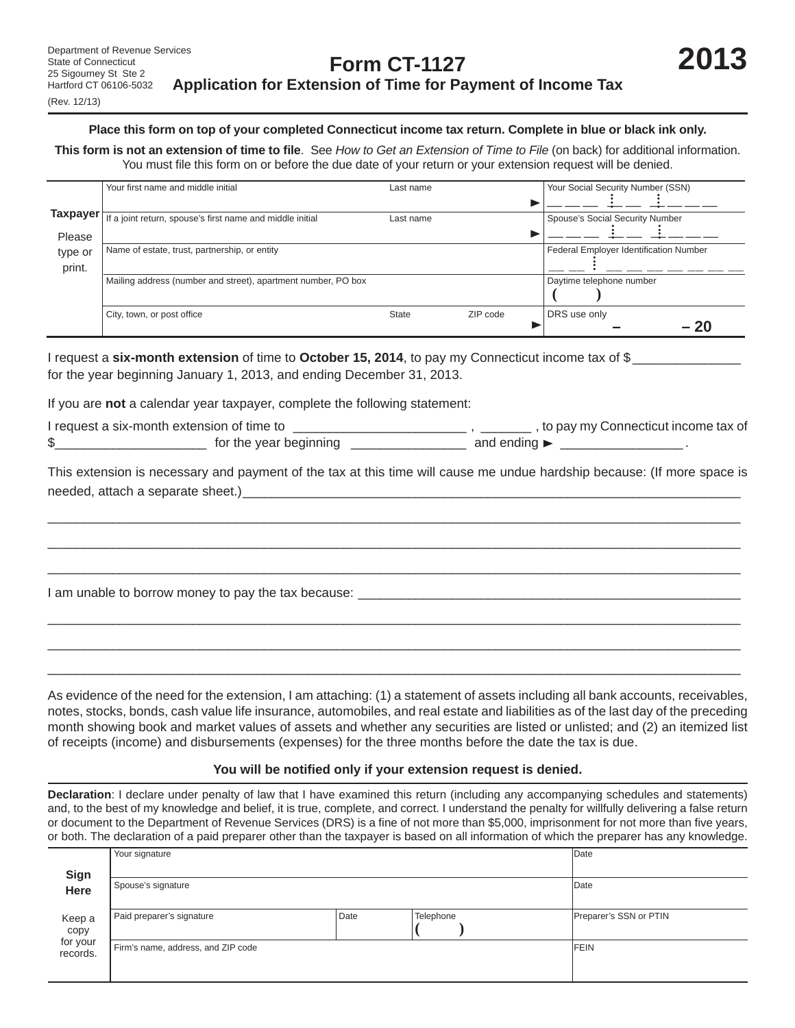Department of Revenue Services
State of Connecticut
25 Sigourney St Ste 2
Hartford CT 06106-5032
(Rev. 12/13)

# Form CT-1127

## Application for Extension of Time for Payment of Income Tax

# 2013

**Place this form on top of your completed Connecticut income tax return. Complete in blue or black ink only.**

**This form is not an extension of time to file**. See *How to Get an Extension of Time to File* (on back) for additional information. You must file this form on or before the due date of your return or your extension request will be denied.

| **Taxpayer** Please type or print. | | | | |
|---|---|---|---|---|
| | Your first name and middle initial | Last name | ► | Your Social Security Number (SSN) |
| | If a joint return, spouse's first name and middle initial | Last name | ► | Spouse's Social Security Number |
| | Name of estate, trust, partnership, or entity | | | Federal Employer Identification Number |
| | Mailing address (number and street), apartment number, PO box | | | Daytime telephone number ( ) |
| | City, town, or post office | State | ZIP code ► | DRS use only – – 20 |

I request a **six-month extension** of time to **October 15, 2014**, to pay my Connecticut income tax of $______________ for the year beginning January 1, 2013, and ending December 31, 2013.

If you are **not** a calendar year taxpayer, complete the following statement:

I request a six-month extension of time to ______________________ , _______ , to pay my Connecticut income tax of $____________________ for the year beginning _______________ and ending ► ________________ .

This extension is necessary and payment of the tax at this time will cause me undue hardship because: (If more space is needed, attach a separate sheet.)____________________________________________________________________

_____________________________________________________________________________________________

_____________________________________________________________________________________________

_____________________________________________________________________________________________

I am unable to borrow money to pay the tax because: ____________________________________________________

_____________________________________________________________________________________________

_____________________________________________________________________________________________

_____________________________________________________________________________________________

As evidence of the need for the extension, I am attaching: (1) a statement of assets including all bank accounts, receivables, notes, stocks, bonds, cash value life insurance, automobiles, and real estate and liabilities as of the last day of the preceding month showing book and market values of assets and whether any securities are listed or unlisted; and (2) an itemized list of receipts (income) and disbursements (expenses) for the three months before the date the tax is due.

**You will be notified only if your extension request is denied.**

**Declaration**: I declare under penalty of law that I have examined this return (including any accompanying schedules and statements) and, to the best of my knowledge and belief, it is true, complete, and correct. I understand the penalty for willfully delivering a false return or document to the Department of Revenue Services (DRS) is a fine of not more than $5,000, imprisonment for not more than five years, or both. The declaration of a paid preparer other than the taxpayer is based on all information of which the preparer has any knowledge.

| **Sign Here** Keep a copy for your records. | | | | |
|---|---|---|---|---|
| | Your signature | | | Date |
| | Spouse's signature | | | Date |
| | Paid preparer's signature | Date | Telephone ( ) | Preparer's SSN or PTIN |
| | Firm's name, address, and ZIP code | | | FEIN |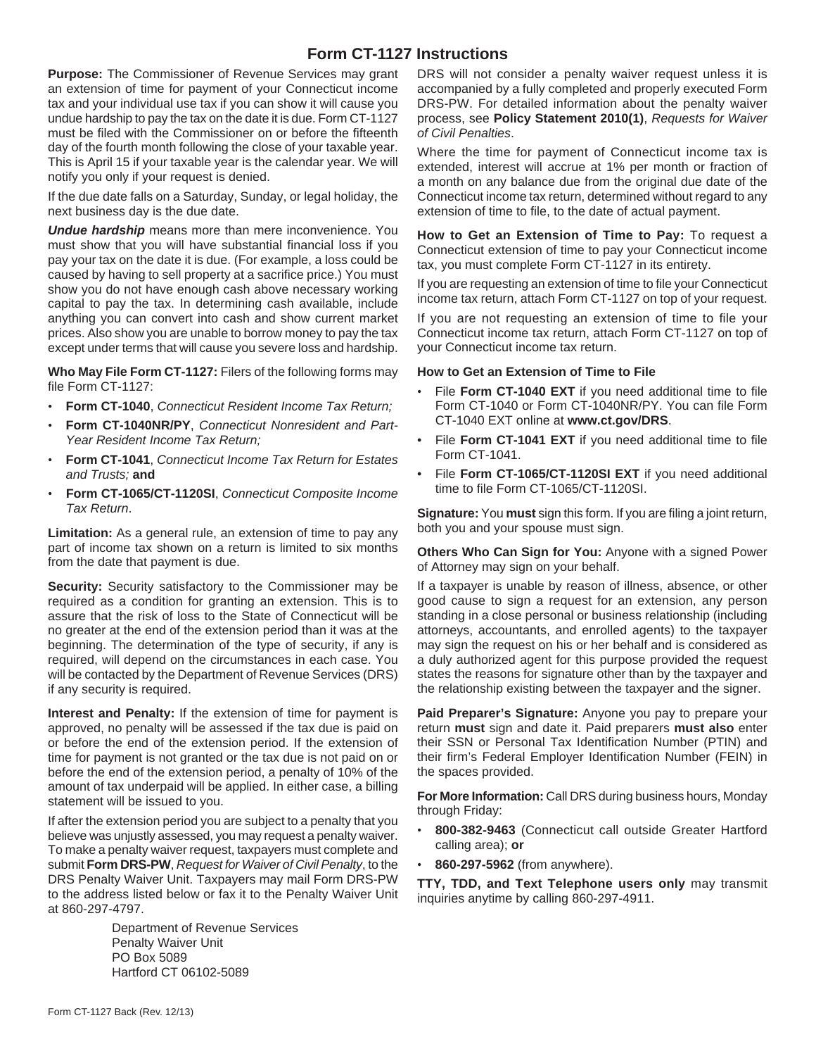# Form CT-1127 Instructions

**Purpose:** The Commissioner of Revenue Services may grant an extension of time for payment of your Connecticut income tax and your individual use tax if you can show it will cause you undue hardship to pay the tax on the date it is due. Form CT-1127 must be filed with the Commissioner on or before the fifteenth day of the fourth month following the close of your taxable year. This is April 15 if your taxable year is the calendar year. We will notify you only if your request is denied.

If the due date falls on a Saturday, Sunday, or legal holiday, the next business day is the due date.

***Undue hardship*** means more than mere inconvenience. You must show that you will have substantial financial loss if you pay your tax on the date it is due. (For example, a loss could be caused by having to sell property at a sacrifice price.) You must show you do not have enough cash above necessary working capital to pay the tax. In determining cash available, include anything you can convert into cash and show current market prices. Also show you are unable to borrow money to pay the tax except under terms that will cause you severe loss and hardship.

**Who May File Form CT-1127:** Filers of the following forms may file Form CT-1127:

- **Form CT-1040**, *Connecticut Resident Income Tax Return;*
- **Form CT-1040NR/PY**, *Connecticut Nonresident and Part-Year Resident Income Tax Return;*
- **Form CT-1041**, *Connecticut Income Tax Return for Estates and Trusts;* **and**
- **Form CT-1065/CT-1120SI**, *Connecticut Composite Income Tax Return*.

**Limitation:** As a general rule, an extension of time to pay any part of income tax shown on a return is limited to six months from the date that payment is due.

**Security:** Security satisfactory to the Commissioner may be required as a condition for granting an extension. This is to assure that the risk of loss to the State of Connecticut will be no greater at the end of the extension period than it was at the beginning. The determination of the type of security, if any is required, will depend on the circumstances in each case. You will be contacted by the Department of Revenue Services (DRS) if any security is required.

**Interest and Penalty:** If the extension of time for payment is approved, no penalty will be assessed if the tax due is paid on or before the end of the extension period. If the extension of time for payment is not granted or the tax due is not paid on or before the end of the extension period, a penalty of 10% of the amount of tax underpaid will be applied. In either case, a billing statement will be issued to you.

If after the extension period you are subject to a penalty that you believe was unjustly assessed, you may request a penalty waiver. To make a penalty waiver request, taxpayers must complete and submit **Form DRS-PW**, *Request for Waiver of Civil Penalty*, to the DRS Penalty Waiver Unit. Taxpayers may mail Form DRS-PW to the address listed below or fax it to the Penalty Waiver Unit at 860-297-4797.

Department of Revenue Services
Penalty Waiver Unit
PO Box 5089
Hartford CT 06102-5089

DRS will not consider a penalty waiver request unless it is accompanied by a fully completed and properly executed Form DRS-PW. For detailed information about the penalty waiver process, see **Policy Statement 2010(1)**, *Requests for Waiver of Civil Penalties*.

Where the time for payment of Connecticut income tax is extended, interest will accrue at 1% per month or fraction of a month on any balance due from the original due date of the Connecticut income tax return, determined without regard to any extension of time to file, to the date of actual payment.

**How to Get an Extension of Time to Pay:** To request a Connecticut extension of time to pay your Connecticut income tax, you must complete Form CT-1127 in its entirety.

If you are requesting an extension of time to file your Connecticut income tax return, attach Form CT-1127 on top of your request.

If you are not requesting an extension of time to file your Connecticut income tax return, attach Form CT-1127 on top of your Connecticut income tax return.

**How to Get an Extension of Time to File**

- File **Form CT-1040 EXT** if you need additional time to file Form CT-1040 or Form CT-1040NR/PY. You can file Form CT-1040 EXT online at **www.ct.gov/DRS**.
- File **Form CT-1041 EXT** if you need additional time to file Form CT-1041.
- File **Form CT-1065/CT-1120SI EXT** if you need additional time to file Form CT-1065/CT-1120SI.

**Signature:** You **must** sign this form. If you are filing a joint return, both you and your spouse must sign.

**Others Who Can Sign for You:** Anyone with a signed Power of Attorney may sign on your behalf.

If a taxpayer is unable by reason of illness, absence, or other good cause to sign a request for an extension, any person standing in a close personal or business relationship (including attorneys, accountants, and enrolled agents) to the taxpayer may sign the request on his or her behalf and is considered as a duly authorized agent for this purpose provided the request states the reasons for signature other than by the taxpayer and the relationship existing between the taxpayer and the signer.

**Paid Preparer's Signature:** Anyone you pay to prepare your return **must** sign and date it. Paid preparers **must also** enter their SSN or Personal Tax Identification Number (PTIN) and their firm's Federal Employer Identification Number (FEIN) in the spaces provided.

**For More Information:** Call DRS during business hours, Monday through Friday:

- **800-382-9463** (Connecticut call outside Greater Hartford calling area); **or**
- **860-297-5962** (from anywhere).

**TTY, TDD, and Text Telephone users only** may transmit inquiries anytime by calling 860-297-4911.

Form CT-1127 Back (Rev. 12/13)